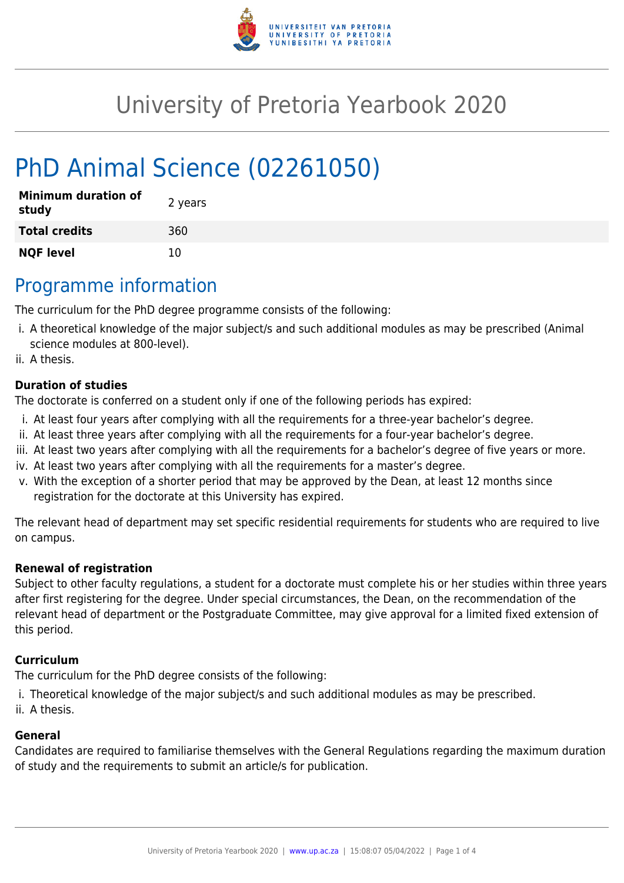# University of Pretoria Yearbook 2020

# PhD Animal Science (02261050)

| | |
|---|---|
| **Minimum duration of study** | 2 years |
| **Total credits** | 360 |
| **NQF level** | 10 |

## Programme information

The curriculum for the PhD degree programme consists of the following:

i. A theoretical knowledge of the major subject/s and such additional modules as may be prescribed (Animal science modules at 800-level).
ii. A thesis.

### Duration of studies

The doctorate is conferred on a student only if one of the following periods has expired:

i. At least four years after complying with all the requirements for a three-year bachelor's degree.
ii. At least three years after complying with all the requirements for a four-year bachelor's degree.
iii. At least two years after complying with all the requirements for a bachelor's degree of five years or more.
iv. At least two years after complying with all the requirements for a master's degree.
v. With the exception of a shorter period that may be approved by the Dean, at least 12 months since registration for the doctorate at this University has expired.

The relevant head of department may set specific residential requirements for students who are required to live on campus.

### Renewal of registration

Subject to other faculty regulations, a student for a doctorate must complete his or her studies within three years after first registering for the degree. Under special circumstances, the Dean, on the recommendation of the relevant head of department or the Postgraduate Committee, may give approval for a limited fixed extension of this period.

### Curriculum

The curriculum for the PhD degree consists of the following:

i. Theoretical knowledge of the major subject/s and such additional modules as may be prescribed.
ii. A thesis.

### General

Candidates are required to familiarise themselves with the General Regulations regarding the maximum duration of study and the requirements to submit an article/s for publication.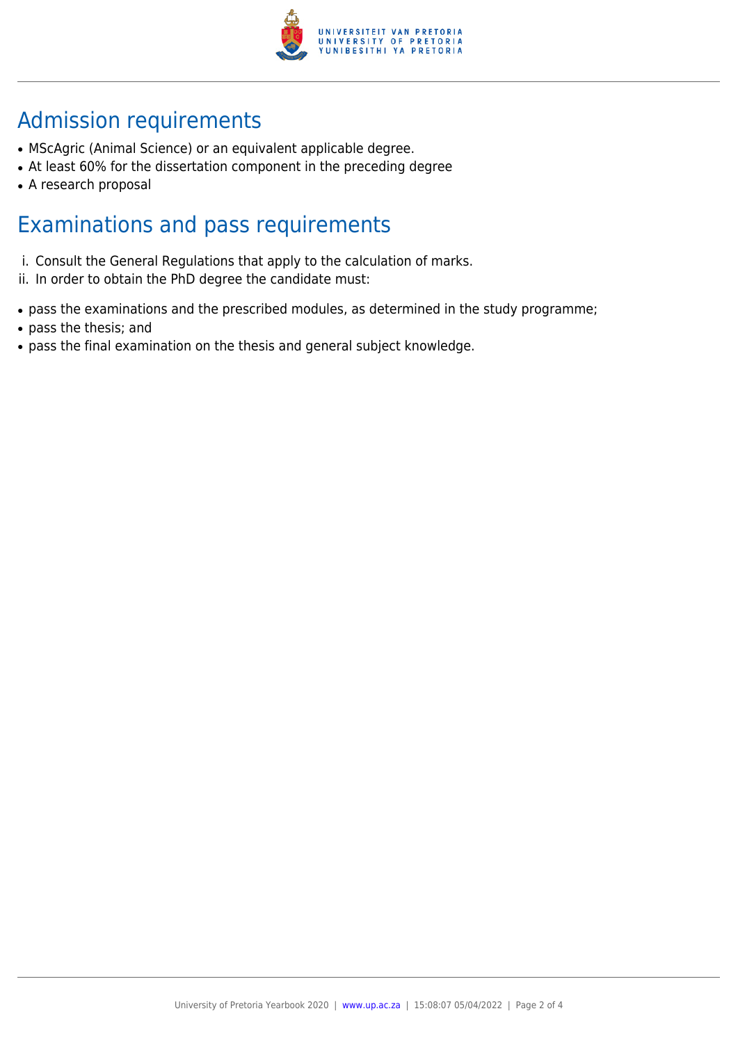## Admission requirements

- MScAgric (Animal Science) or an equivalent applicable degree.
- At least 60% for the dissertation component in the preceding degree
- A research proposal

## Examinations and pass requirements

i. Consult the General Regulations that apply to the calculation of marks.
ii. In order to obtain the PhD degree the candidate must:

- pass the examinations and the prescribed modules, as determined in the study programme;
- pass the thesis; and
- pass the final examination on the thesis and general subject knowledge.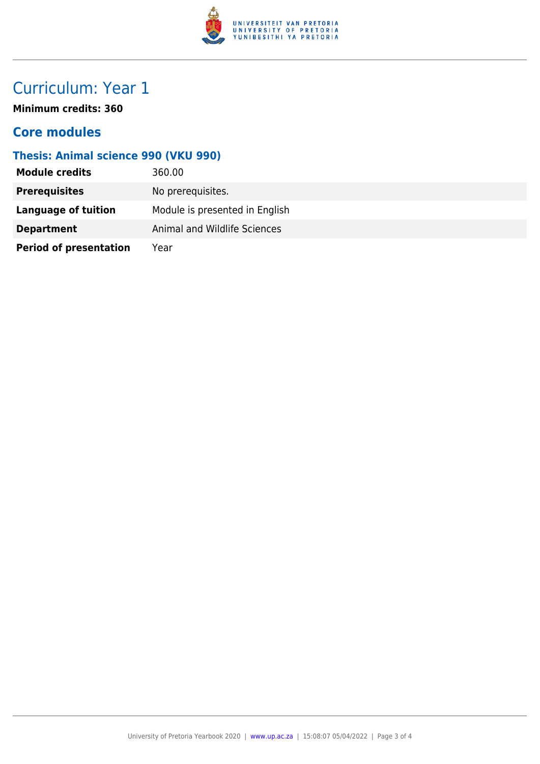# Curriculum: Year 1

**Minimum credits: 360**

## Core modules

### Thesis: Animal science 990 (VKU 990)

| | |
|---|---|
| **Module credits** | 360.00 |
| **Prerequisites** | No prerequisites. |
| **Language of tuition** | Module is presented in English |
| **Department** | Animal and Wildlife Sciences |
| **Period of presentation** | Year |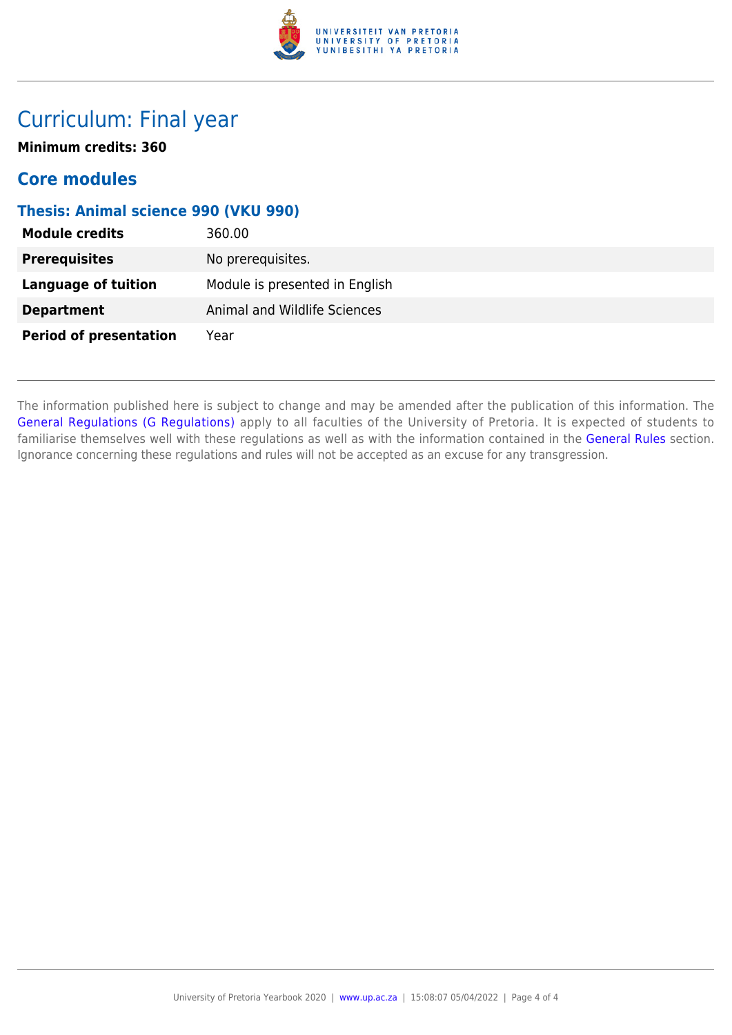# Curriculum: Final year

**Minimum credits: 360**

## Core modules

### Thesis: Animal science 990 (VKU 990)

| | |
|---|---|
| **Module credits** | 360.00 |
| **Prerequisites** | No prerequisites. |
| **Language of tuition** | Module is presented in English |
| **Department** | Animal and Wildlife Sciences |
| **Period of presentation** | Year |

The information published here is subject to change and may be amended after the publication of this information. The General Regulations (G Regulations) apply to all faculties of the University of Pretoria. It is expected of students to familiarise themselves well with these regulations as well as with the information contained in the General Rules section. Ignorance concerning these regulations and rules will not be accepted as an excuse for any transgression.